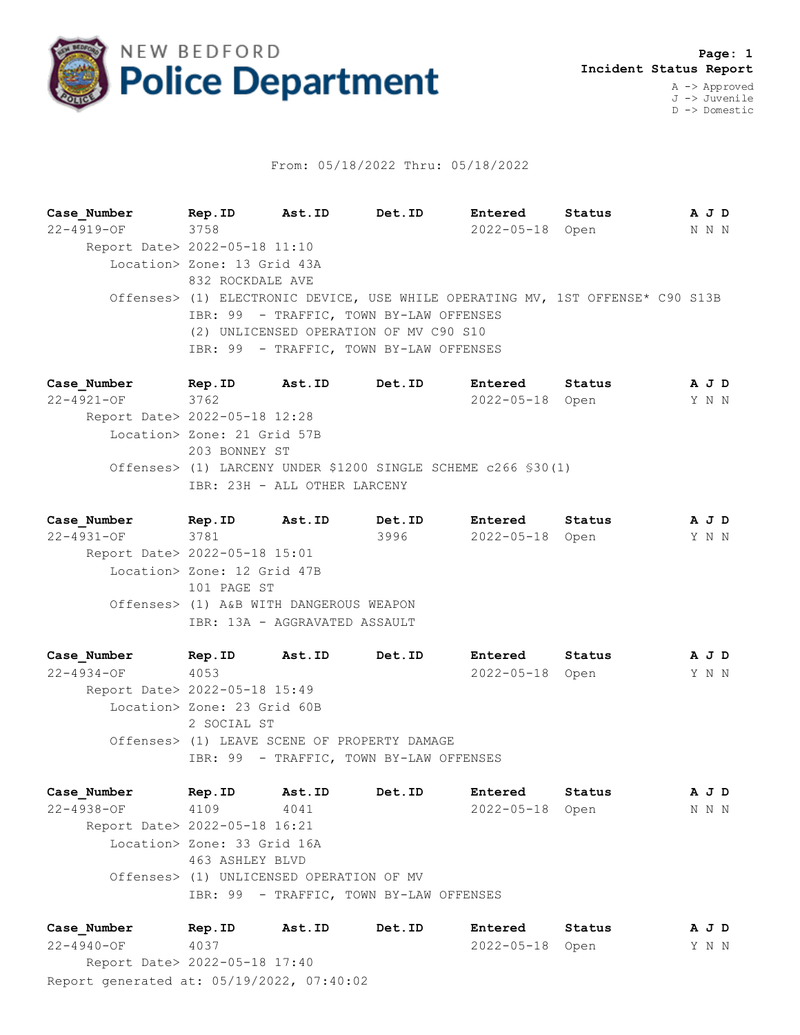# NEW BEDFORD Police Department

**Page: 1**
**Incident Status Report**

A -> Approved
J -> Juvenile
D -> Domestic

From: 05/18/2022 Thru: 05/18/2022

| Case_Number | Rep.ID | Ast.ID | Det.ID | Entered | Status | A | J | D |
|---|---|---|---|---|---|---|---|---|
| 22-4919-OF | 3758 | | | 2022-05-18 | Open | N | N | N |

Report Date> 2022-05-18 11:10
Location> Zone: 13 Grid 43A
832 ROCKDALE AVE
Offenses> (1) ELECTRONIC DEVICE, USE WHILE OPERATING MV, 1ST OFFENSE* C90 S13B
IBR: 99 - TRAFFIC, TOWN BY-LAW OFFENSES
(2) UNLICENSED OPERATION OF MV C90 S10
IBR: 99 - TRAFFIC, TOWN BY-LAW OFFENSES

| Case_Number | Rep.ID | Ast.ID | Det.ID | Entered | Status | A | J | D |
|---|---|---|---|---|---|---|---|---|
| 22-4921-OF | 3762 | | | 2022-05-18 | Open | Y | N | N |

Report Date> 2022-05-18 12:28
Location> Zone: 21 Grid 57B
203 BONNEY ST
Offenses> (1) LARCENY UNDER $1200 SINGLE SCHEME c266 §30(1)
IBR: 23H - ALL OTHER LARCENY

| Case_Number | Rep.ID | Ast.ID | Det.ID | Entered | Status | A | J | D |
|---|---|---|---|---|---|---|---|---|
| 22-4931-OF | 3781 | | 3996 | 2022-05-18 | Open | Y | N | N |

Report Date> 2022-05-18 15:01
Location> Zone: 12 Grid 47B
101 PAGE ST
Offenses> (1) A&B WITH DANGEROUS WEAPON
IBR: 13A - AGGRAVATED ASSAULT

| Case_Number | Rep.ID | Ast.ID | Det.ID | Entered | Status | A | J | D |
|---|---|---|---|---|---|---|---|---|
| 22-4934-OF | 4053 | | | 2022-05-18 | Open | Y | N | N |

Report Date> 2022-05-18 15:49
Location> Zone: 23 Grid 60B
2 SOCIAL ST
Offenses> (1) LEAVE SCENE OF PROPERTY DAMAGE
IBR: 99 - TRAFFIC, TOWN BY-LAW OFFENSES

| Case_Number | Rep.ID | Ast.ID | Det.ID | Entered | Status | A | J | D |
|---|---|---|---|---|---|---|---|---|
| 22-4938-OF | 4109 | 4041 | | 2022-05-18 | Open | N | N | N |

Report Date> 2022-05-18 16:21
Location> Zone: 33 Grid 16A
463 ASHLEY BLVD
Offenses> (1) UNLICENSED OPERATION OF MV
IBR: 99 - TRAFFIC, TOWN BY-LAW OFFENSES

| Case_Number | Rep.ID | Ast.ID | Det.ID | Entered | Status | A | J | D |
|---|---|---|---|---|---|---|---|---|
| 22-4940-OF | 4037 | | | 2022-05-18 | Open | Y | N | N |

Report Date> 2022-05-18 17:40

Report generated at: 05/19/2022, 07:40:02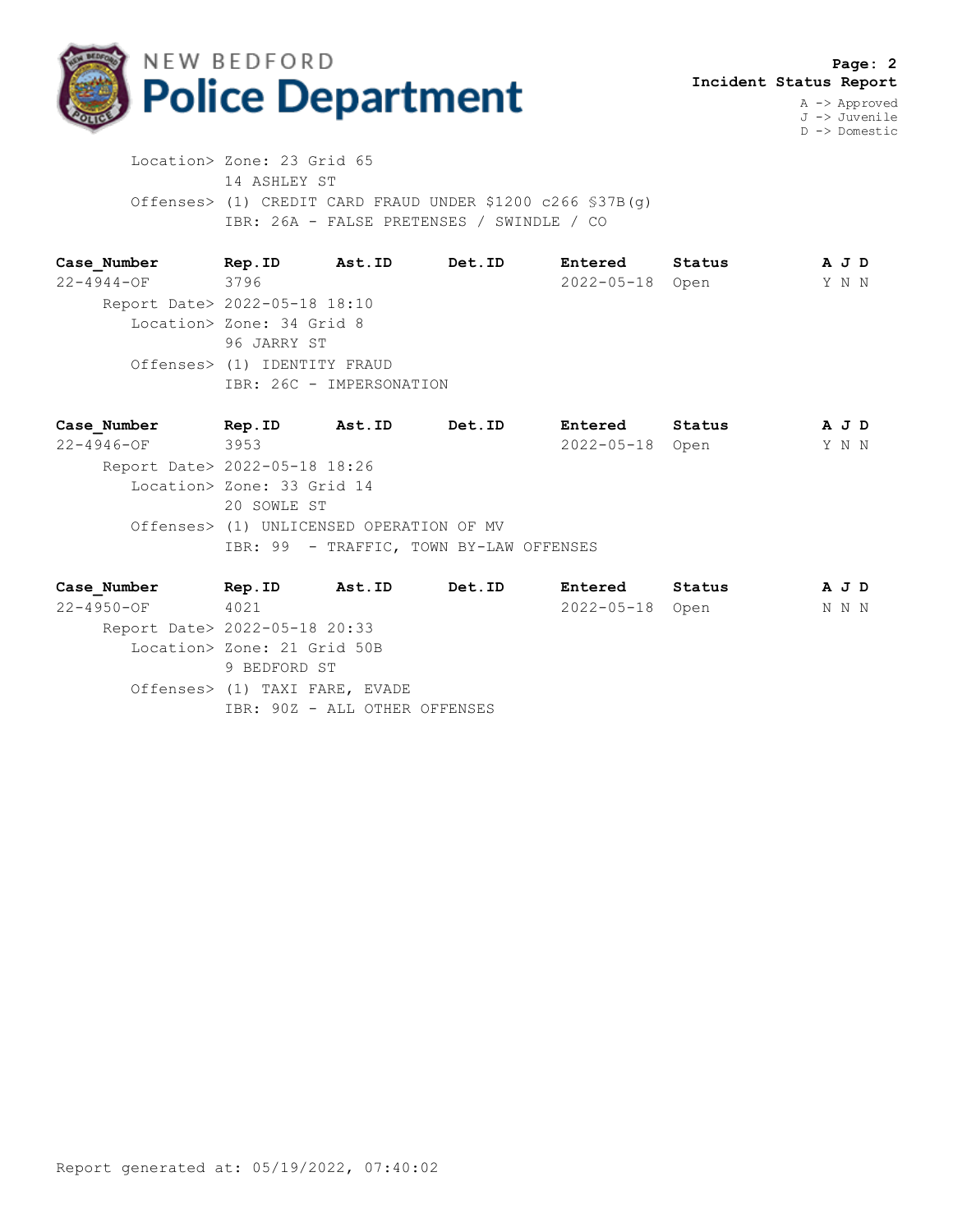**Incident Status Report**

A -> Approved
J -> Juvenile
D -> Domestic

Location> Zone: 23 Grid 65
14 ASHLEY ST
Offenses> (1) CREDIT CARD FRAUD UNDER $1200 c266 §37B(g)
IBR: 26A - FALSE PRETENSES / SWINDLE / CO

| Case_Number | Rep.ID | Ast.ID | Det.ID | Entered | Status | A J D |
|---|---|---|---|---|---|---|
| 22-4944-OF | 3796 | | | 2022-05-18 | Open | Y N N |

Report Date> 2022-05-18 18:10
Location> Zone: 34 Grid 8
96 JARRY ST
Offenses> (1) IDENTITY FRAUD
IBR: 26C - IMPERSONATION

| Case_Number | Rep.ID | Ast.ID | Det.ID | Entered | Status | A J D |
|---|---|---|---|---|---|---|
| 22-4946-OF | 3953 | | | 2022-05-18 | Open | Y N N |

Report Date> 2022-05-18 18:26
Location> Zone: 33 Grid 14
20 SOWLE ST
Offenses> (1) UNLICENSED OPERATION OF MV
IBR: 99 - TRAFFIC, TOWN BY-LAW OFFENSES

| Case_Number | Rep.ID | Ast.ID | Det.ID | Entered | Status | A J D |
|---|---|---|---|---|---|---|
| 22-4950-OF | 4021 | | | 2022-05-18 | Open | N N N |

Report Date> 2022-05-18 20:33
Location> Zone: 21 Grid 50B
9 BEDFORD ST
Offenses> (1) TAXI FARE, EVADE
IBR: 90Z - ALL OTHER OFFENSES

Report generated at: 05/19/2022, 07:40:02